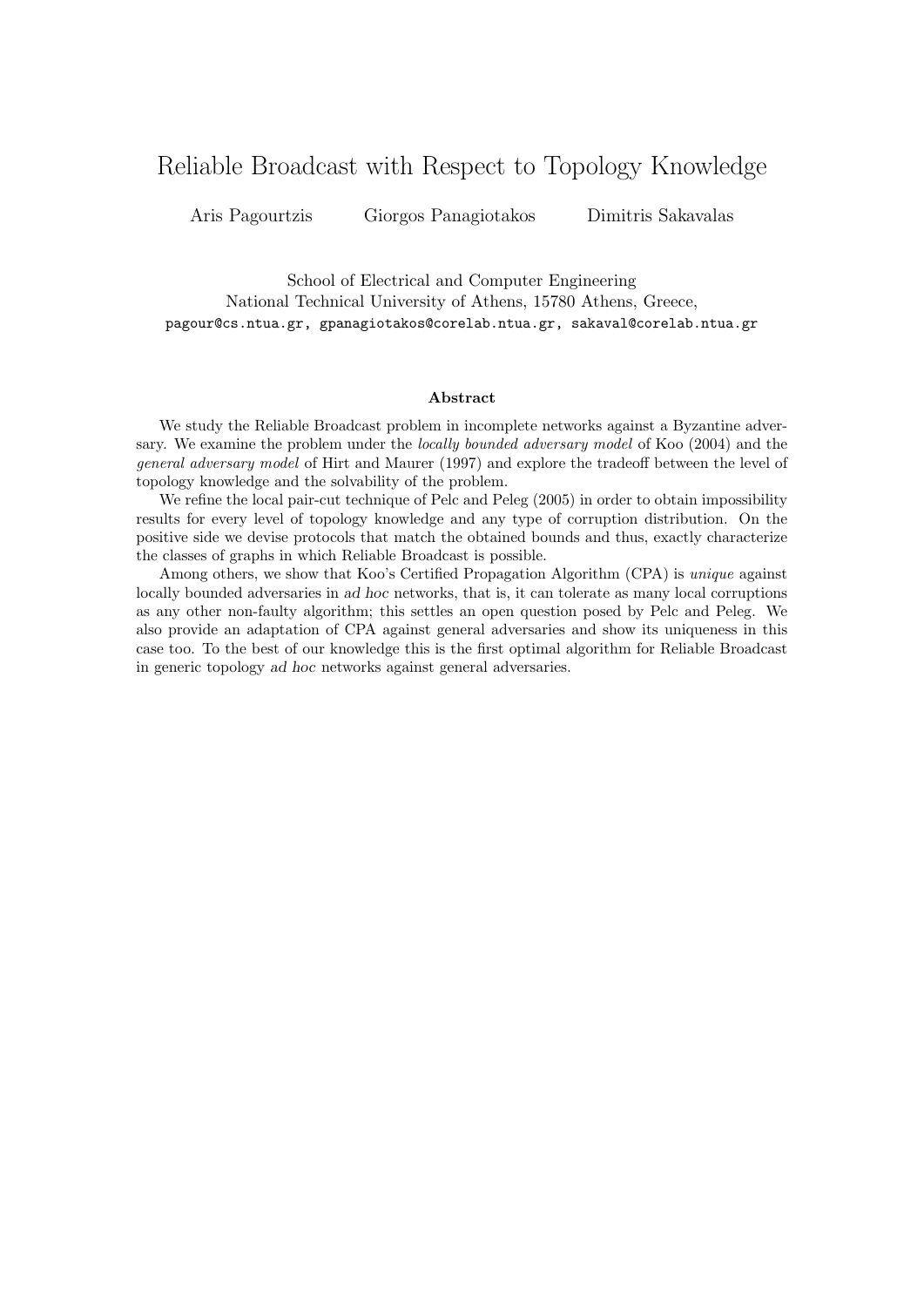# Reliable Broadcast with Respect to Topology Knowledge

Aris Pagourtzis Giorgos Panagiotakos Dimitris Sakavalas

School of Electrical and Computer Engineering
National Technical University of Athens, 15780 Athens, Greece,
pagour@cs.ntua.gr, gpanagiotakos@corelab.ntua.gr, sakaval@corelab.ntua.gr

### Abstract

We study the Reliable Broadcast problem in incomplete networks against a Byzantine adversary. We examine the problem under the *locally bounded adversary model* of Koo (2004) and the *general adversary model* of Hirt and Maurer (1997) and explore the tradeoff between the level of topology knowledge and the solvability of the problem.

We refine the local pair-cut technique of Pelc and Peleg (2005) in order to obtain impossibility results for every level of topology knowledge and any type of corruption distribution. On the positive side we devise protocols that match the obtained bounds and thus, exactly characterize the classes of graphs in which Reliable Broadcast is possible.

Among others, we show that Koo's Certified Propagation Algorithm (CPA) is *unique* against locally bounded adversaries in *ad hoc* networks, that is, it can tolerate as many local corruptions as any other non-faulty algorithm; this settles an open question posed by Pelc and Peleg. We also provide an adaptation of CPA against general adversaries and show its uniqueness in this case too. To the best of our knowledge this is the first optimal algorithm for Reliable Broadcast in generic topology *ad hoc* networks against general adversaries.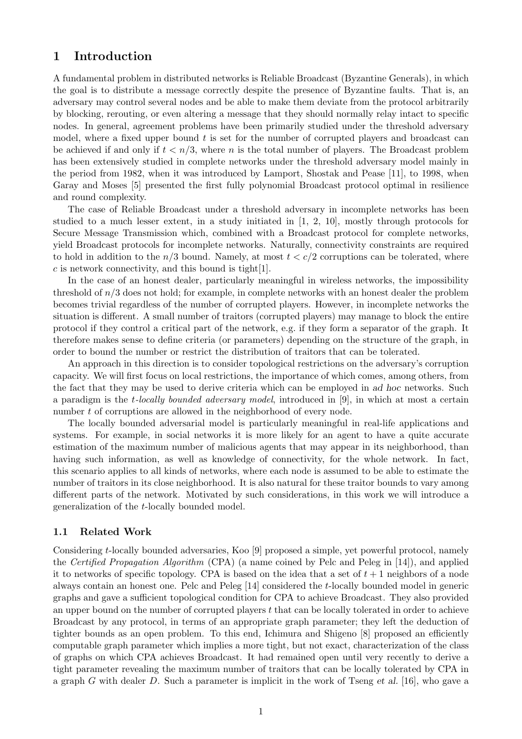## 1 Introduction

A fundamental problem in distributed networks is Reliable Broadcast (Byzantine Generals), in which the goal is to distribute a message correctly despite the presence of Byzantine faults. That is, an adversary may control several nodes and be able to make them deviate from the protocol arbitrarily by blocking, rerouting, or even altering a message that they should normally relay intact to specific nodes. In general, agreement problems have been primarily studied under the threshold adversary model, where a fixed upper bound $t$ is set for the number of corrupted players and broadcast can be achieved if and only if $t < n/3$, where $n$ is the total number of players. The Broadcast problem has been extensively studied in complete networks under the threshold adversary model mainly in the period from 1982, when it was introduced by Lamport, Shostak and Pease [11], to 1998, when Garay and Moses [5] presented the first fully polynomial Broadcast protocol optimal in resilience and round complexity.

The case of Reliable Broadcast under a threshold adversary in incomplete networks has been studied to a much lesser extent, in a study initiated in [1, 2, 10], mostly through protocols for Secure Message Transmission which, combined with a Broadcast protocol for complete networks, yield Broadcast protocols for incomplete networks. Naturally, connectivity constraints are required to hold in addition to the $n/3$ bound. Namely, at most $t < c/2$ corruptions can be tolerated, where $c$ is network connectivity, and this bound is tight[1].

In the case of an honest dealer, particularly meaningful in wireless networks, the impossibility threshold of $n/3$ does not hold; for example, in complete networks with an honest dealer the problem becomes trivial regardless of the number of corrupted players. However, in incomplete networks the situation is different. A small number of traitors (corrupted players) may manage to block the entire protocol if they control a critical part of the network, e.g. if they form a separator of the graph. It therefore makes sense to define criteria (or parameters) depending on the structure of the graph, in order to bound the number or restrict the distribution of traitors that can be tolerated.

An approach in this direction is to consider topological restrictions on the adversary's corruption capacity. We will first focus on local restrictions, the importance of which comes, among others, from the fact that they may be used to derive criteria which can be employed in *ad hoc* networks. Such a paradigm is the *t-locally bounded adversary model*, introduced in [9], in which at most a certain number $t$ of corruptions are allowed in the neighborhood of every node.

The locally bounded adversarial model is particularly meaningful in real-life applications and systems. For example, in social networks it is more likely for an agent to have a quite accurate estimation of the maximum number of malicious agents that may appear in its neighborhood, than having such information, as well as knowledge of connectivity, for the whole network. In fact, this scenario applies to all kinds of networks, where each node is assumed to be able to estimate the number of traitors in its close neighborhood. It is also natural for these traitor bounds to vary among different parts of the network. Motivated by such considerations, in this work we will introduce a generalization of the $t$-locally bounded model.

### 1.1 Related Work

Considering $t$-locally bounded adversaries, Koo [9] proposed a simple, yet powerful protocol, namely the *Certified Propagation Algorithm* (CPA) (a name coined by Pelc and Peleg in [14]), and applied it to networks of specific topology. CPA is based on the idea that a set of $t+1$ neighbors of a node always contain an honest one. Pelc and Peleg [14] considered the $t$-locally bounded model in generic graphs and gave a sufficient topological condition for CPA to achieve Broadcast. They also provided an upper bound on the number of corrupted players $t$ that can be locally tolerated in order to achieve Broadcast by any protocol, in terms of an appropriate graph parameter; they left the deduction of tighter bounds as an open problem. To this end, Ichimura and Shigeno [8] proposed an efficiently computable graph parameter which implies a more tight, but not exact, characterization of the class of graphs on which CPA achieves Broadcast. It had remained open until very recently to derive a tight parameter revealing the maximum number of traitors that can be locally tolerated by CPA in a graph $G$ with dealer $D$. Such a parameter is implicit in the work of Tseng *et al.* [16], who gave a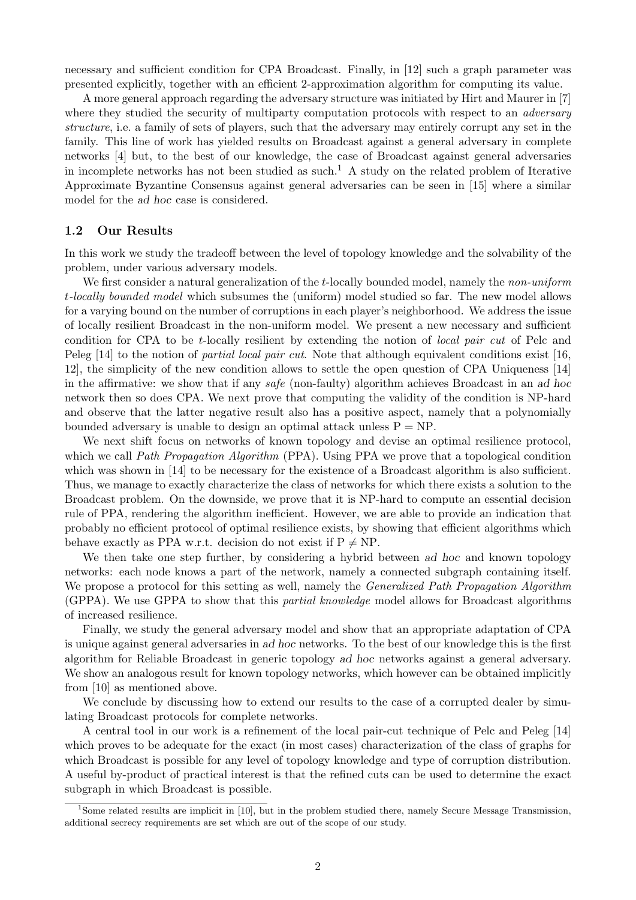necessary and sufficient condition for CPA Broadcast. Finally, in [12] such a graph parameter was presented explicitly, together with an efficient 2-approximation algorithm for computing its value.

A more general approach regarding the adversary structure was initiated by Hirt and Maurer in [7] where they studied the security of multiparty computation protocols with respect to an *adversary structure*, i.e. a family of sets of players, such that the adversary may entirely corrupt any set in the family. This line of work has yielded results on Broadcast against a general adversary in complete networks [4] but, to the best of our knowledge, the case of Broadcast against general adversaries in incomplete networks has not been studied as such.[1] A study on the related problem of Iterative Approximate Byzantine Consensus against general adversaries can be seen in [15] where a similar model for the *ad hoc* case is considered.

### 1.2 Our Results

In this work we study the tradeoff between the level of topology knowledge and the solvability of the problem, under various adversary models.

We first consider a natural generalization of the $t$-locally bounded model, namely the *non-uniform $t$-locally bounded model* which subsumes the (uniform) model studied so far. The new model allows for a varying bound on the number of corruptions in each player's neighborhood. We address the issue of locally resilient Broadcast in the non-uniform model. We present a new necessary and sufficient condition for CPA to be $t$-locally resilient by extending the notion of *local pair cut* of Pelc and Peleg [14] to the notion of *partial local pair cut*. Note that although equivalent conditions exist [16, 12], the simplicity of the new condition allows to settle the open question of CPA Uniqueness [14] in the affirmative: we show that if any *safe* (non-faulty) algorithm achieves Broadcast in an *ad hoc* network then so does CPA. We next prove that computing the validity of the condition is NP-hard and observe that the latter negative result also has a positive aspect, namely that a polynomially bounded adversary is unable to design an optimal attack unless P = NP.

We next shift focus on networks of known topology and devise an optimal resilience protocol, which we call *Path Propagation Algorithm* (PPA). Using PPA we prove that a topological condition which was shown in [14] to be necessary for the existence of a Broadcast algorithm is also sufficient. Thus, we manage to exactly characterize the class of networks for which there exists a solution to the Broadcast problem. On the downside, we prove that it is NP-hard to compute an essential decision rule of PPA, rendering the algorithm inefficient. However, we are able to provide an indication that probably no efficient protocol of optimal resilience exists, by showing that efficient algorithms which behave exactly as PPA w.r.t. decision do not exist if P $\neq$ NP.

We then take one step further, by considering a hybrid between *ad hoc* and known topology networks: each node knows a part of the network, namely a connected subgraph containing itself. We propose a protocol for this setting as well, namely the *Generalized Path Propagation Algorithm* (GPPA). We use GPPA to show that this *partial knowledge* model allows for Broadcast algorithms of increased resilience.

Finally, we study the general adversary model and show that an appropriate adaptation of CPA is unique against general adversaries in *ad hoc* networks. To the best of our knowledge this is the first algorithm for Reliable Broadcast in generic topology *ad hoc* networks against a general adversary. We show an analogous result for known topology networks, which however can be obtained implicitly from [10] as mentioned above.

We conclude by discussing how to extend our results to the case of a corrupted dealer by simulating Broadcast protocols for complete networks.

A central tool in our work is a refinement of the local pair-cut technique of Pelc and Peleg [14] which proves to be adequate for the exact (in most cases) characterization of the class of graphs for which Broadcast is possible for any level of topology knowledge and type of corruption distribution. A useful by-product of practical interest is that the refined cuts can be used to determine the exact subgraph in which Broadcast is possible.

[1] Some related results are implicit in [10], but in the problem studied there, namely Secure Message Transmission, additional secrecy requirements are set which are out of the scope of our study.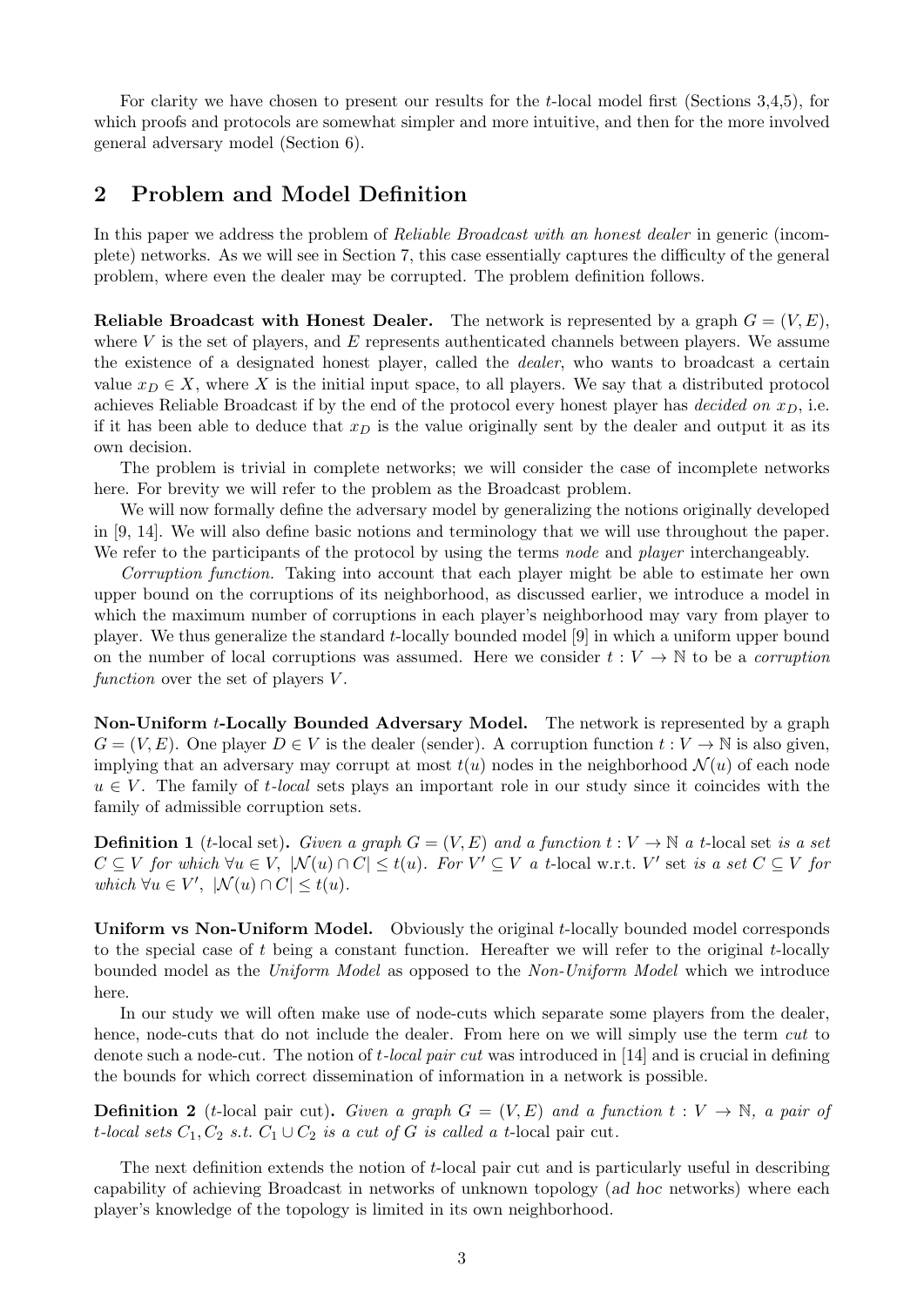For clarity we have chosen to present our results for the $t$-local model first (Sections 3,4,5), for which proofs and protocols are somewhat simpler and more intuitive, and then for the more involved general adversary model (Section 6).

## 2 Problem and Model Definition

In this paper we address the problem of *Reliable Broadcast with an honest dealer* in generic (incomplete) networks. As we will see in Section 7, this case essentially captures the difficulty of the general problem, where even the dealer may be corrupted. The problem definition follows.

**Reliable Broadcast with Honest Dealer.** The network is represented by a graph $G = (V, E)$, where $V$ is the set of players, and $E$ represents authenticated channels between players. We assume the existence of a designated honest player, called the *dealer*, who wants to broadcast a certain value $x_D \in X$, where $X$ is the initial input space, to all players. We say that a distributed protocol achieves Reliable Broadcast if by the end of the protocol every honest player has *decided on* $x_D$, i.e. if it has been able to deduce that $x_D$ is the value originally sent by the dealer and output it as its own decision.

The problem is trivial in complete networks; we will consider the case of incomplete networks here. For brevity we will refer to the problem as the Broadcast problem.

We will now formally define the adversary model by generalizing the notions originally developed in [9, 14]. We will also define basic notions and terminology that we will use throughout the paper. We refer to the participants of the protocol by using the terms *node* and *player* interchangeably.

*Corruption function.* Taking into account that each player might be able to estimate her own upper bound on the corruptions of its neighborhood, as discussed earlier, we introduce a model in which the maximum number of corruptions in each player's neighborhood may vary from player to player. We thus generalize the standard $t$-locally bounded model [9] in which a uniform upper bound on the number of local corruptions was assumed. Here we consider $t : V \to \mathbb{N}$ to be a *corruption function* over the set of players $V$.

**Non-Uniform $t$-Locally Bounded Adversary Model.** The network is represented by a graph $G = (V, E)$. One player $D \in V$ is the dealer (sender). A corruption function $t : V \to \mathbb{N}$ is also given, implying that an adversary may corrupt at most $t(u)$ nodes in the neighborhood $\mathcal{N}(u)$ of each node $u \in V$. The family of $t$-*local* sets plays an important role in our study since it coincides with the family of admissible corruption sets.

**Definition 1** ($t$-local set)**.** *Given a graph $G = (V, E)$ and a function $t : V \to \mathbb{N}$ a* $t$-local set *is a set $C \subseteq V$ for which $\forall u \in V$, $|\mathcal{N}(u) \cap C| \leq t(u)$. For $V' \subseteq V$ a* $t$-local w.r.t. $V'$ set *is a set $C \subseteq V$ for which $\forall u \in V'$, $|\mathcal{N}(u) \cap C| \leq t(u)$.*

**Uniform vs Non-Uniform Model.** Obviously the original $t$-locally bounded model corresponds to the special case of $t$ being a constant function. Hereafter we will refer to the original $t$-locally bounded model as the *Uniform Model* as opposed to the *Non-Uniform Model* which we introduce here.

In our study we will often make use of node-cuts which separate some players from the dealer, hence, node-cuts that do not include the dealer. From here on we will simply use the term *cut* to denote such a node-cut. The notion of $t$-*local pair cut* was introduced in [14] and is crucial in defining the bounds for which correct dissemination of information in a network is possible.

**Definition 2** ($t$-local pair cut)**.** *Given a graph $G = (V, E)$ and a function $t : V \to \mathbb{N}$, a pair of $t$-local sets $C_1, C_2$ s.t. $C_1 \cup C_2$ is a cut of $G$ is called a* $t$-local pair cut*.*

The next definition extends the notion of $t$-local pair cut and is particularly useful in describing capability of achieving Broadcast in networks of unknown topology (*ad hoc* networks) where each player's knowledge of the topology is limited in its own neighborhood.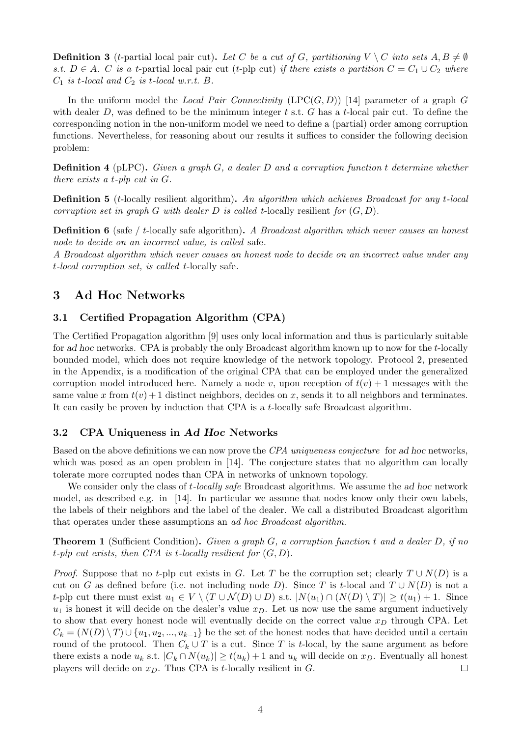**Definition 3** (*t*-partial local pair cut). *Let $C$ be a cut of $G$, partitioning $V \setminus C$ into sets $A, B \neq \emptyset$ s.t. $D \in A$. $C$ is a* $t$-partial local pair cut ($t$-plp cut) *if there exists a partition $C = C_1 \cup C_2$ where $C_1$ is $t$-local and $C_2$ is $t$-local w.r.t. $B$.*

In the uniform model the *Local Pair Connectivity* (LPC($G, D$)) [14] parameter of a graph $G$ with dealer $D$, was defined to be the minimum integer $t$ s.t. $G$ has a $t$-local pair cut. To define the corresponding notion in the non-uniform model we need to define a (partial) order among corruption functions. Nevertheless, for reasoning about our results it suffices to consider the following decision problem:

**Definition 4** (pLPC). *Given a graph $G$, a dealer $D$ and a corruption function $t$ determine whether there exists a $t$-plp cut in $G$.*

**Definition 5** (*t*-locally resilient algorithm). *An algorithm which achieves Broadcast for any $t$-local corruption set in graph $G$ with dealer $D$ is called* $t$-locally resilient *for $(G, D)$.*

**Definition 6** (safe / *t*-locally safe algorithm). *A Broadcast algorithm which never causes an honest node to decide on an incorrect value, is called* safe.
*A Broadcast algorithm which never causes an honest node to decide on an incorrect value under any $t$-local corruption set, is called* $t$-locally safe.

# 3 Ad Hoc Networks

## 3.1 Certified Propagation Algorithm (CPA)

The Certified Propagation algorithm [9] uses only local information and thus is particularly suitable for *ad hoc* networks. CPA is probably the only Broadcast algorithm known up to now for the $t$-locally bounded model, which does not require knowledge of the network topology. Protocol 2, presented in the Appendix, is a modification of the original CPA that can be employed under the generalized corruption model introduced here. Namely a node $v$, upon reception of $t(v) + 1$ messages with the same value $x$ from $t(v) + 1$ distinct neighbors, decides on $x$, sends it to all neighbors and terminates. It can easily be proven by induction that CPA is a $t$-locally safe Broadcast algorithm.

## 3.2 CPA Uniqueness in *Ad Hoc* Networks

Based on the above definitions we can now prove the *CPA uniqueness conjecture* for *ad hoc* networks, which was posed as an open problem in [14]. The conjecture states that no algorithm can locally tolerate more corrupted nodes than CPA in networks of unknown topology.

We consider only the class of *t-locally safe* Broadcast algorithms. We assume the *ad hoc* network model, as described e.g. in [14]. In particular we assume that nodes know only their own labels, the labels of their neighbors and the label of the dealer. We call a distributed Broadcast algorithm that operates under these assumptions an *ad hoc Broadcast algorithm*.

**Theorem 1** (Sufficient Condition). *Given a graph $G$, a corruption function $t$ and a dealer $D$, if no $t$-plp cut exists, then CPA is $t$-locally resilient for $(G, D)$.*

*Proof.* Suppose that no $t$-plp cut exists in $G$. Let $T$ be the corruption set; clearly $T \cup N(D)$ is a cut on $G$ as defined before (i.e. not including node $D$). Since $T$ is $t$-local and $T \cup N(D)$ is not a $t$-plp cut there must exist $u_1 \in V \setminus (T \cup \mathcal{N}(D) \cup D)$ s.t. $|N(u_1) \cap (N(D) \setminus T)| \geq t(u_1) + 1$. Since $u_1$ is honest it will decide on the dealer's value $x_D$. Let us now use the same argument inductively to show that every honest node will eventually decide on the correct value $x_D$ through CPA. Let $C_k = (N(D) \setminus T) \cup \{u_1, u_2, ..., u_{k-1}\}$ be the set of the honest nodes that have decided until a certain round of the protocol. Then $C_k \cup T$ is a cut. Since $T$ is $t$-local, by the same argument as before there exists a node $u_k$ s.t. $|C_k \cap N(u_k)| \geq t(u_k) + 1$ and $u_k$ will decide on $x_D$. Eventually all honest players will decide on $x_D$. Thus CPA is $t$-locally resilient in $G$. $\square$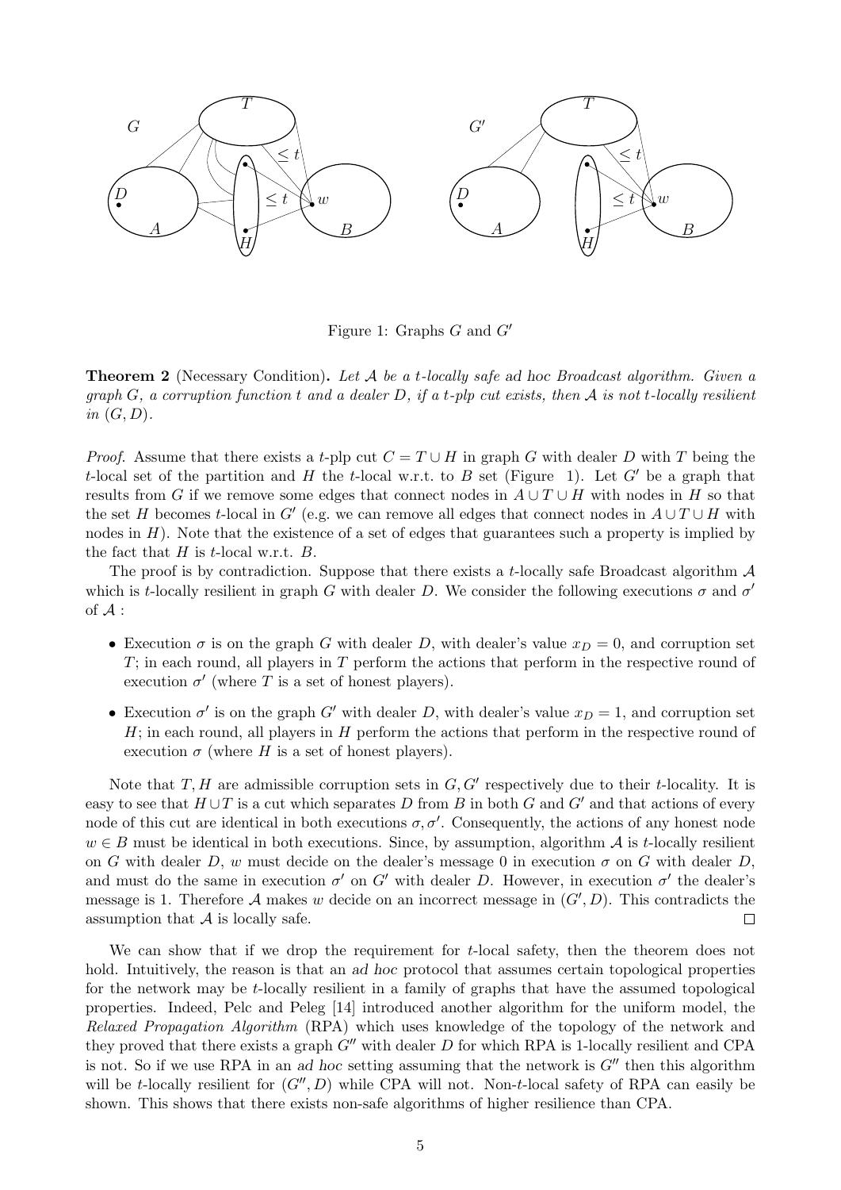Figure 1: Graphs $G$ and $G'$

**Theorem 2** (Necessary Condition)**.** *Let $\mathcal{A}$ be a $t$-locally safe ad hoc Broadcast algorithm. Given a graph $G$, a corruption function $t$ and a dealer $D$, if a $t$-plp cut exists, then $\mathcal{A}$ is not $t$-locally resilient in $(G, D)$.*

*Proof.* Assume that there exists a $t$-plp cut $C = T \cup H$ in graph $G$ with dealer $D$ with $T$ being the $t$-local set of the partition and $H$ the $t$-local w.r.t. to $B$ set (Figure 1). Let $G'$ be a graph that results from $G$ if we remove some edges that connect nodes in $A \cup T \cup H$ with nodes in $H$ so that the set $H$ becomes $t$-local in $G'$ (e.g. we can remove all edges that connect nodes in $A \cup T \cup H$ with nodes in $H$). Note that the existence of a set of edges that guarantees such a property is implied by the fact that $H$ is $t$-local w.r.t. $B$.

The proof is by contradiction. Suppose that there exists a $t$-locally safe Broadcast algorithm $\mathcal{A}$ which is $t$-locally resilient in graph $G$ with dealer $D$. We consider the following executions $\sigma$ and $\sigma'$ of $\mathcal{A}$ :

- Execution $\sigma$ is on the graph $G$ with dealer $D$, with dealer's value $x_D = 0$, and corruption set $T$; in each round, all players in $T$ perform the actions that perform in the respective round of execution $\sigma'$ (where $T$ is a set of honest players).
- Execution $\sigma'$ is on the graph $G'$ with dealer $D$, with dealer's value $x_D = 1$, and corruption set $H$; in each round, all players in $H$ perform the actions that perform in the respective round of execution $\sigma$ (where $H$ is a set of honest players).

Note that $T, H$ are admissible corruption sets in $G, G'$ respectively due to their $t$-locality. It is easy to see that $H \cup T$ is a cut which separates $D$ from $B$ in both $G$ and $G'$ and that actions of every node of this cut are identical in both executions $\sigma, \sigma'$. Consequently, the actions of any honest node $w \in B$ must be identical in both executions. Since, by assumption, algorithm $\mathcal{A}$ is $t$-locally resilient on $G$ with dealer $D$, $w$ must decide on the dealer's message 0 in execution $\sigma$ on $G$ with dealer $D$, and must do the same in execution $\sigma'$ on $G'$ with dealer $D$. However, in execution $\sigma'$ the dealer's message is 1. Therefore $\mathcal{A}$ makes $w$ decide on an incorrect message in $(G', D)$. This contradicts the assumption that $\mathcal{A}$ is locally safe. $\square$

We can show that if we drop the requirement for $t$-local safety, then the theorem does not hold. Intuitively, the reason is that an *ad hoc* protocol that assumes certain topological properties for the network may be $t$-locally resilient in a family of graphs that have the assumed topological properties. Indeed, Pelc and Peleg [14] introduced another algorithm for the uniform model, the *Relaxed Propagation Algorithm* (RPA) which uses knowledge of the topology of the network and they proved that there exists a graph $G''$ with dealer $D$ for which RPA is 1-locally resilient and CPA is not. So if we use RPA in an *ad hoc* setting assuming that the network is $G''$ then this algorithm will be $t$-locally resilient for $(G'', D)$ while CPA will not. Non-$t$-local safety of RPA can easily be shown. This shows that there exists non-safe algorithms of higher resilience than CPA.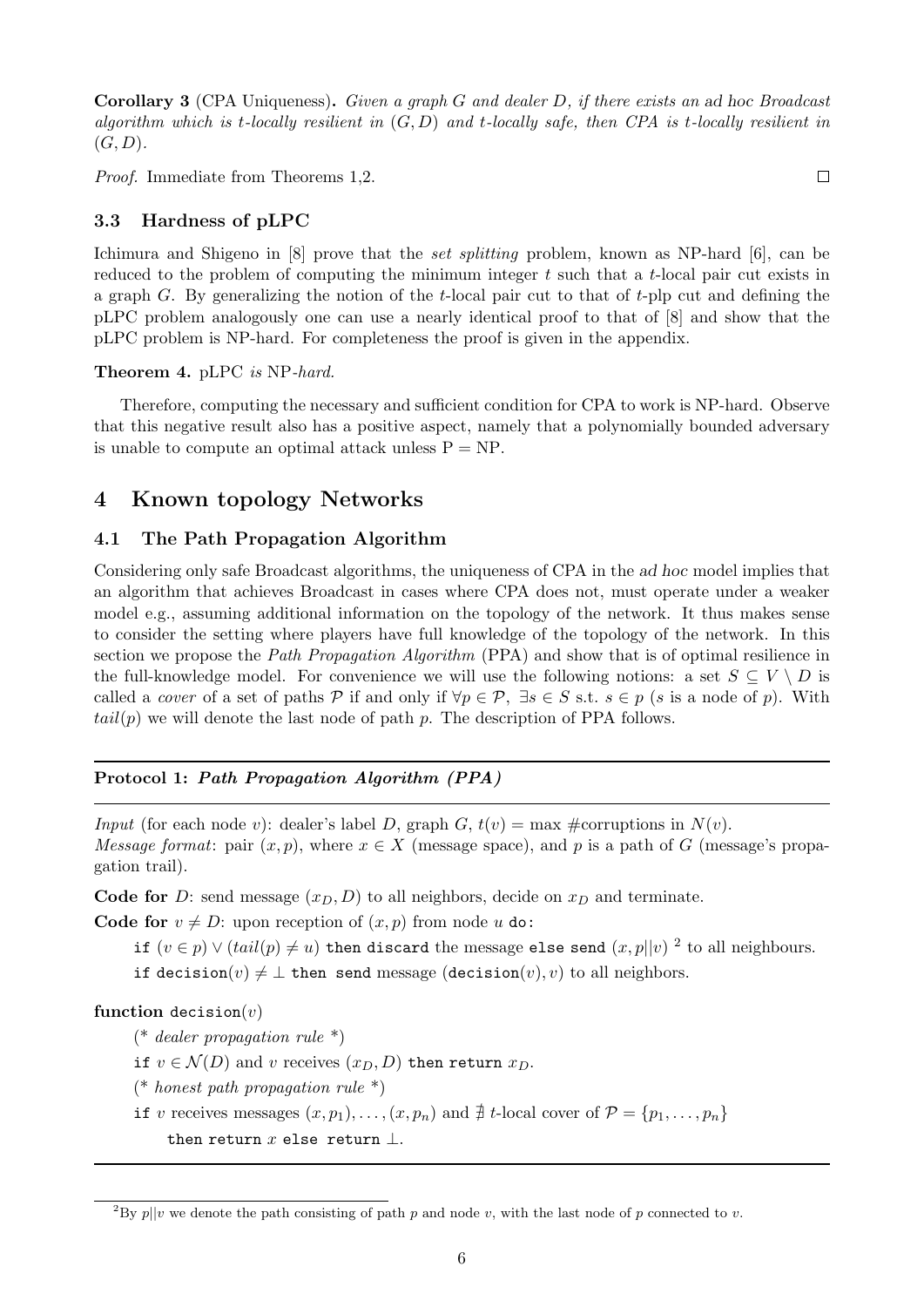**Corollary 3** (CPA Uniqueness)**.** *Given a graph $G$ and dealer $D$, if there exists an ad hoc Broadcast algorithm which is $t$-locally resilient in $(G, D)$ and $t$-locally safe, then CPA is $t$-locally resilient in $(G, D)$.*

*Proof.* Immediate from Theorems 1,2. □

### 3.3 Hardness of pLPC

Ichimura and Shigeno in [8] prove that the *set splitting* problem, known as NP-hard [6], can be reduced to the problem of computing the minimum integer $t$ such that a $t$-local pair cut exists in a graph $G$. By generalizing the notion of the $t$-local pair cut to that of $t$-plp cut and defining the pLPC problem analogously one can use a nearly identical proof to that of [8] and show that the pLPC problem is NP-hard. For completeness the proof is given in the appendix.

**Theorem 4.** pLPC *is* NP*-hard.*

Therefore, computing the necessary and sufficient condition for CPA to work is NP-hard. Observe that this negative result also has a positive aspect, namely that a polynomially bounded adversary is unable to compute an optimal attack unless P = NP.

## 4 Known topology Networks

### 4.1 The Path Propagation Algorithm

Considering only safe Broadcast algorithms, the uniqueness of CPA in the *ad hoc* model implies that an algorithm that achieves Broadcast in cases where CPA does not, must operate under a weaker model e.g., assuming additional information on the topology of the network. It thus makes sense to consider the setting where players have full knowledge of the topology of the network. In this section we propose the *Path Propagation Algorithm* (PPA) and show that is of optimal resilience in the full-knowledge model. For convenience we will use the following notions: a set $S \subseteq V \setminus D$ is called a *cover* of a set of paths $\mathcal{P}$ if and only if $\forall p \in \mathcal{P},\ \exists s \in S$ s.t. $s \in p$ ($s$ is a node of $p$). With $tail(p)$ we will denote the last node of path $p$. The description of PPA follows.

---

**Protocol 1:** ***Path Propagation Algorithm (PPA)***

---

*Input* (for each node $v$): dealer's label $D$, graph $G$, $t(v) = \max$ #corruptions in $N(v)$.
*Message format*: pair $(x, p)$, where $x \in X$ (message space), and $p$ is a path of $G$ (message's propagation trail).

**Code for** $D$: send message $(x_D, D)$ to all neighbors, decide on $x_D$ and terminate.

**Code for** $v \neq D$: upon reception of $(x, p)$ from node $u$ `do`:

  `if` $(v \in p) \vee (tail(p) \neq u)$ `then discard` the message `else send` $(x, p||v)$ [2] to all neighbours.

  `if decision`$(v) \neq \perp$ `then send` message $($`decision`$(v), v)$ to all neighbors.

**function** `decision`$(v)$

  (* *dealer propagation rule* *)

  `if` $v \in \mathcal{N}(D)$ and $v$ receives $(x_D, D)$ `then return` $x_D$.

  (* *honest path propagation rule* *)

  `if` $v$ receives messages $(x, p_1), \ldots, (x, p_n)$ and $\nexists$ $t$-local cover of $\mathcal{P} = \{p_1, \ldots, p_n\}$

    `then return` $x$ `else return` $\perp$.

---

[2] By $p||v$ we denote the path consisting of path $p$ and node $v$, with the last node of $p$ connected to $v$.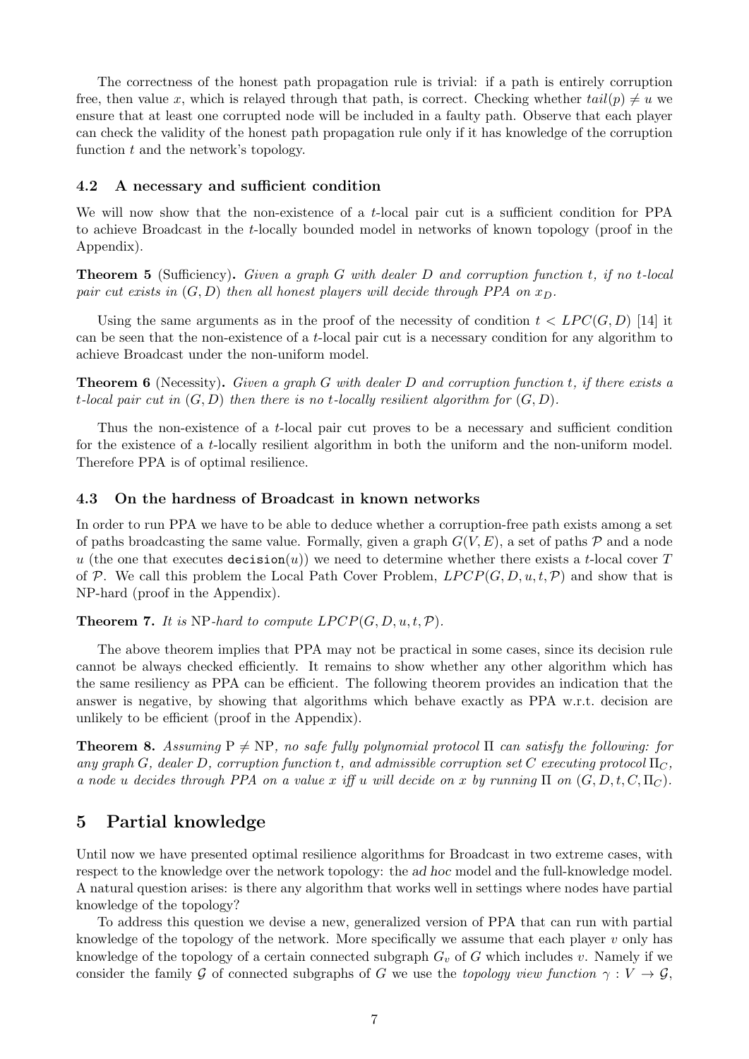The correctness of the honest path propagation rule is trivial: if a path is entirely corruption free, then value $x$, which is relayed through that path, is correct. Checking whether $tail(p) \neq u$ we ensure that at least one corrupted node will be included in a faulty path. Observe that each player can check the validity of the honest path propagation rule only if it has knowledge of the corruption function $t$ and the network's topology.

### 4.2 A necessary and sufficient condition

We will now show that the non-existence of a $t$-local pair cut is a sufficient condition for PPA to achieve Broadcast in the $t$-locally bounded model in networks of known topology (proof in the Appendix).

**Theorem 5** (Sufficiency)**.** *Given a graph $G$ with dealer $D$ and corruption function $t$, if no $t$-local pair cut exists in $(G, D)$ then all honest players will decide through PPA on $x_D$.*

Using the same arguments as in the proof of the necessity of condition $t < LPC(G, D)$ [14] it can be seen that the non-existence of a $t$-local pair cut is a necessary condition for any algorithm to achieve Broadcast under the non-uniform model.

**Theorem 6** (Necessity)**.** *Given a graph $G$ with dealer $D$ and corruption function $t$, if there exists a $t$-local pair cut in $(G, D)$ then there is no $t$-locally resilient algorithm for $(G, D)$.*

Thus the non-existence of a $t$-local pair cut proves to be a necessary and sufficient condition for the existence of a $t$-locally resilient algorithm in both the uniform and the non-uniform model. Therefore PPA is of optimal resilience.

### 4.3 On the hardness of Broadcast in known networks

In order to run PPA we have to be able to deduce whether a corruption-free path exists among a set of paths broadcasting the same value. Formally, given a graph $G(V, E)$, a set of paths $\mathcal{P}$ and a node $u$ (the one that executes `decision`$(u)$) we need to determine whether there exists a $t$-local cover $T$ of $\mathcal{P}$. We call this problem the Local Path Cover Problem, $LPCP(G, D, u, t, \mathcal{P})$ and show that is NP-hard (proof in the Appendix).

**Theorem 7.** *It is* NP*-hard to compute $LPCP(G, D, u, t, \mathcal{P})$.*

The above theorem implies that PPA may not be practical in some cases, since its decision rule cannot be always checked efficiently. It remains to show whether any other algorithm which has the same resiliency as PPA can be efficient. The following theorem provides an indication that the answer is negative, by showing that algorithms which behave exactly as PPA w.r.t. decision are unlikely to be efficient (proof in the Appendix).

**Theorem 8.** *Assuming $\mathrm{P} \neq \mathrm{NP}$, no safe fully polynomial protocol $\Pi$ can satisfy the following: for any graph $G$, dealer $D$, corruption function $t$, and admissible corruption set $C$ executing protocol $\Pi_C$, a node $u$ decides through PPA on a value $x$ iff $u$ will decide on $x$ by running $\Pi$ on $(G, D, t, C, \Pi_C)$.*

## 5 Partial knowledge

Until now we have presented optimal resilience algorithms for Broadcast in two extreme cases, with respect to the knowledge over the network topology: the *ad hoc* model and the full-knowledge model. A natural question arises: is there any algorithm that works well in settings where nodes have partial knowledge of the topology?

To address this question we devise a new, generalized version of PPA that can run with partial knowledge of the topology of the network. More specifically we assume that each player $v$ only has knowledge of the topology of a certain connected subgraph $G_v$ of $G$ which includes $v$. Namely if we consider the family $\mathcal{G}$ of connected subgraphs of $G$ we use the *topology view function* $\gamma : V \to \mathcal{G}$,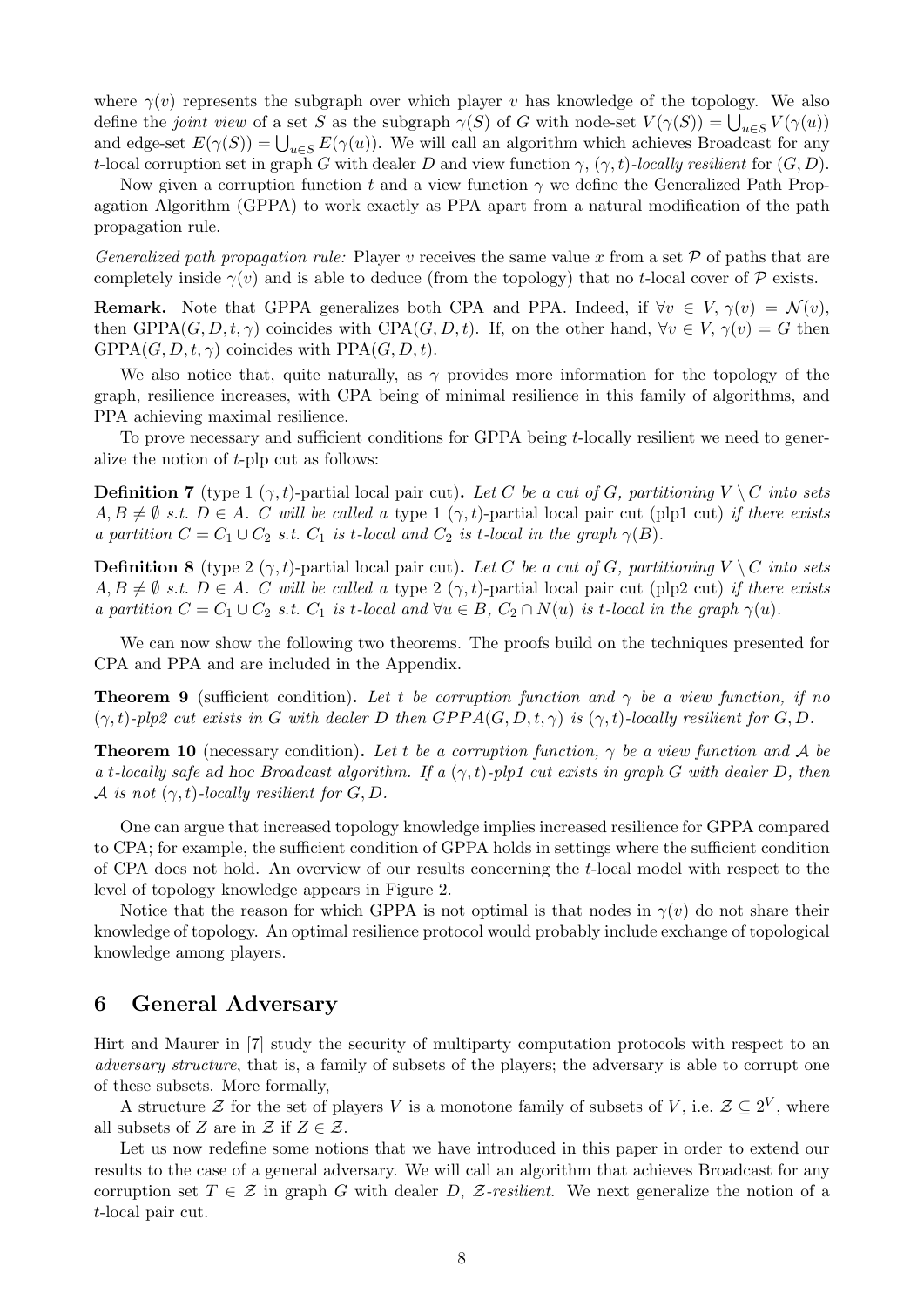where $\gamma(v)$ represents the subgraph over which player $v$ has knowledge of the topology. We also define the *joint view* of a set $S$ as the subgraph $\gamma(S)$ of $G$ with node-set $V(\gamma(S)) = \bigcup_{u \in S} V(\gamma(u))$ and edge-set $E(\gamma(S)) = \bigcup_{u \in S} E(\gamma(u))$. We will call an algorithm which achieves Broadcast for any $t$-local corruption set in graph $G$ with dealer $D$ and view function $\gamma$, $(\gamma, t)$*-locally resilient* for $(G, D)$.

Now given a corruption function $t$ and a view function $\gamma$ we define the Generalized Path Propagation Algorithm (GPPA) to work exactly as PPA apart from a natural modification of the path propagation rule.

*Generalized path propagation rule:* Player $v$ receives the same value $x$ from a set $\mathcal{P}$ of paths that are completely inside $\gamma(v)$ and is able to deduce (from the topology) that no $t$-local cover of $\mathcal{P}$ exists.

**Remark.** Note that GPPA generalizes both CPA and PPA. Indeed, if $\forall v \in V, \gamma(v) = \mathcal{N}(v)$, then GPPA$(G, D, t, \gamma)$ coincides with CPA$(G, D, t)$. If, on the other hand, $\forall v \in V, \gamma(v) = G$ then GPPA$(G, D, t, \gamma)$ coincides with PPA$(G, D, t)$.

We also notice that, quite naturally, as $\gamma$ provides more information for the topology of the graph, resilience increases, with CPA being of minimal resilience in this family of algorithms, and PPA achieving maximal resilience.

To prove necessary and sufficient conditions for GPPA being $t$-locally resilient we need to generalize the notion of $t$-plp cut as follows:

**Definition 7** (type 1 $(\gamma, t)$-partial local pair cut)**.** *Let $C$ be a cut of $G$, partitioning $V \setminus C$ into sets $A, B \neq \emptyset$ s.t. $D \in A$. $C$ will be called a* type 1 $(\gamma, t)$-partial local pair cut (plp1 cut) *if there exists a partition $C = C_1 \cup C_2$ s.t. $C_1$ is $t$-local and $C_2$ is $t$-local in the graph $\gamma(B)$.*

**Definition 8** (type 2 $(\gamma, t)$-partial local pair cut)**.** *Let $C$ be a cut of $G$, partitioning $V \setminus C$ into sets $A, B \neq \emptyset$ s.t. $D \in A$. $C$ will be called a* type 2 $(\gamma, t)$-partial local pair cut (plp2 cut) *if there exists a partition $C = C_1 \cup C_2$ s.t. $C_1$ is $t$-local and $\forall u \in B$, $C_2 \cap N(u)$ is $t$-local in the graph $\gamma(u)$.*

We can now show the following two theorems. The proofs build on the techniques presented for CPA and PPA and are included in the Appendix.

**Theorem 9** (sufficient condition)**.** *Let $t$ be corruption function and $\gamma$ be a view function, if no $(\gamma, t)$-plp2 cut exists in $G$ with dealer $D$ then GPPA$(G, D, t, \gamma)$ is $(\gamma, t)$-locally resilient for $G, D$.*

**Theorem 10** (necessary condition)**.** *Let $t$ be a corruption function, $\gamma$ be a view function and $\mathcal{A}$ be a $t$-locally safe ad hoc Broadcast algorithm. If a $(\gamma, t)$-plp1 cut exists in graph $G$ with dealer $D$, then $\mathcal{A}$ is not $(\gamma, t)$-locally resilient for $G, D$.*

One can argue that increased topology knowledge implies increased resilience for GPPA compared to CPA; for example, the sufficient condition of GPPA holds in settings where the sufficient condition of CPA does not hold. An overview of our results concerning the $t$-local model with respect to the level of topology knowledge appears in Figure 2.

Notice that the reason for which GPPA is not optimal is that nodes in $\gamma(v)$ do not share their knowledge of topology. An optimal resilience protocol would probably include exchange of topological knowledge among players.

## 6 General Adversary

Hirt and Maurer in [7] study the security of multiparty computation protocols with respect to an *adversary structure*, that is, a family of subsets of the players; the adversary is able to corrupt one of these subsets. More formally,

A structure $\mathcal{Z}$ for the set of players $V$ is a monotone family of subsets of $V$, i.e. $\mathcal{Z} \subseteq 2^V$, where all subsets of $Z$ are in $\mathcal{Z}$ if $Z \in \mathcal{Z}$.

Let us now redefine some notions that we have introduced in this paper in order to extend our results to the case of a general adversary. We will call an algorithm that achieves Broadcast for any corruption set $T \in \mathcal{Z}$ in graph $G$ with dealer $D$, $\mathcal{Z}$*-resilient*. We next generalize the notion of a $t$-local pair cut.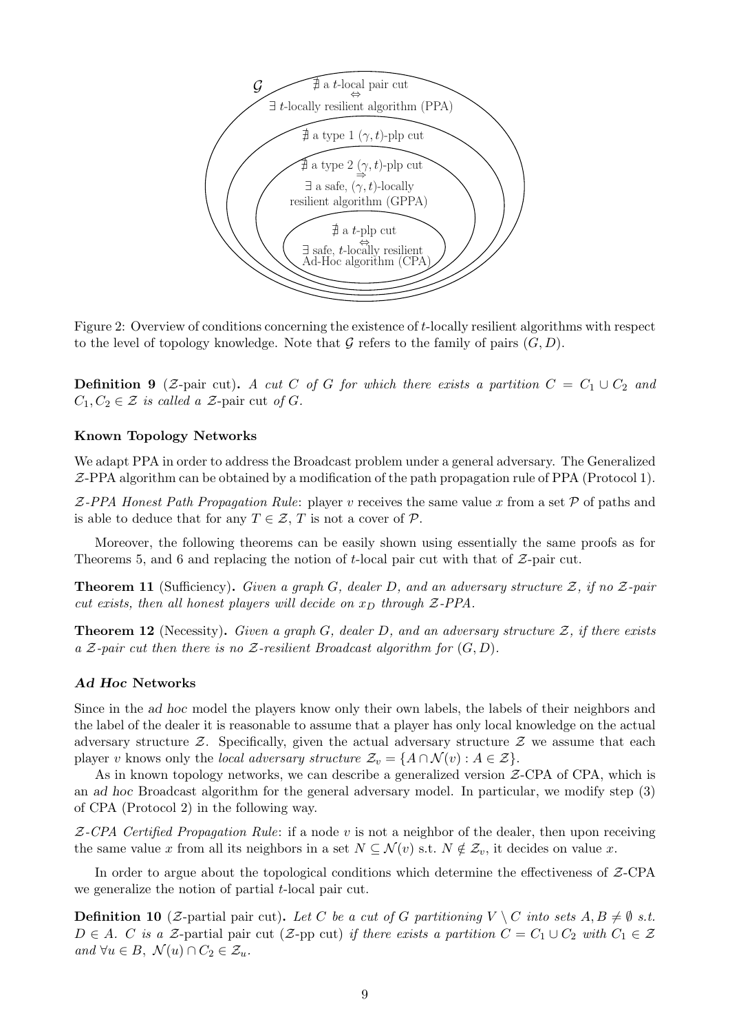$\mathcal{G}$

$\nexists$ a $t$-local pair cut $\Leftrightarrow$ $\exists$ $t$-locally resilient algorithm (PPA)

$\nexists$ a type 1 $(\gamma, t)$-plp cut

$\nexists$ a type 2 $(\gamma, t)$-plp cut $\Rightarrow$ $\exists$ a safe, $(\gamma, t)$-locally resilient algorithm (GPPA)

$\nexists$ a $t$-plp cut $\Leftrightarrow$ $\exists$ safe, $t$-locally resilient Ad-Hoc algorithm (CPA)

Figure 2: Overview of conditions concerning the existence of $t$-locally resilient algorithms with respect to the level of topology knowledge. Note that $\mathcal{G}$ refers to the family of pairs $(G, D)$.

**Definition 9** ($\mathcal{Z}$-pair cut)**.** *A cut $C$ of $G$ for which there exists a partition $C = C_1 \cup C_2$ and $C_1, C_2 \in \mathcal{Z}$ is called a* $\mathcal{Z}$-pair cut *of $G$.*

#### Known Topology Networks

We adapt PPA in order to address the Broadcast problem under a general adversary. The Generalized $\mathcal{Z}$-PPA algorithm can be obtained by a modification of the path propagation rule of PPA (Protocol 1).

*$\mathcal{Z}$-PPA Honest Path Propagation Rule*: player $v$ receives the same value $x$ from a set $\mathcal{P}$ of paths and is able to deduce that for any $T \in \mathcal{Z}$, $T$ is not a cover of $\mathcal{P}$.

Moreover, the following theorems can be easily shown using essentially the same proofs as for Theorems 5, and 6 and replacing the notion of $t$-local pair cut with that of $\mathcal{Z}$-pair cut.

**Theorem 11** (Sufficiency)**.** *Given a graph $G$, dealer $D$, and an adversary structure $\mathcal{Z}$, if no $\mathcal{Z}$-pair cut exists, then all honest players will decide on $x_D$ through $\mathcal{Z}$-PPA.*

**Theorem 12** (Necessity)**.** *Given a graph $G$, dealer $D$, and an adversary structure $\mathcal{Z}$, if there exists a $\mathcal{Z}$-pair cut then there is no $\mathcal{Z}$-resilient Broadcast algorithm for $(G, D)$.*

#### *Ad Hoc* Networks

Since in the *ad hoc* model the players know only their own labels, the labels of their neighbors and the label of the dealer it is reasonable to assume that a player has only local knowledge on the actual adversary structure $\mathcal{Z}$. Specifically, given the actual adversary structure $\mathcal{Z}$ we assume that each player $v$ knows only the *local adversary structure* $\mathcal{Z}_v = \{A \cap \mathcal{N}(v) : A \in \mathcal{Z}\}$.

As in known topology networks, we can describe a generalized version $\mathcal{Z}$-CPA of CPA, which is an *ad hoc* Broadcast algorithm for the general adversary model. In particular, we modify step (3) of CPA (Protocol 2) in the following way.

*$\mathcal{Z}$-CPA Certified Propagation Rule*: if a node $v$ is not a neighbor of the dealer, then upon receiving the same value $x$ from all its neighbors in a set $N \subseteq \mathcal{N}(v)$ s.t. $N \notin \mathcal{Z}_v$, it decides on value $x$.

In order to argue about the topological conditions which determine the effectiveness of $\mathcal{Z}$-CPA we generalize the notion of partial $t$-local pair cut.

**Definition 10** ($\mathcal{Z}$-partial pair cut)**.** *Let $C$ be a cut of $G$ partitioning $V \setminus C$ into sets $A, B \neq \emptyset$ s.t. $D \in A$. $C$ is a* $\mathcal{Z}$-partial pair cut *($\mathcal{Z}$-pp cut) if there exists a partition $C = C_1 \cup C_2$ with $C_1 \in \mathcal{Z}$ and $\forall u \in B,\ \mathcal{N}(u) \cap C_2 \in \mathcal{Z}_u$.*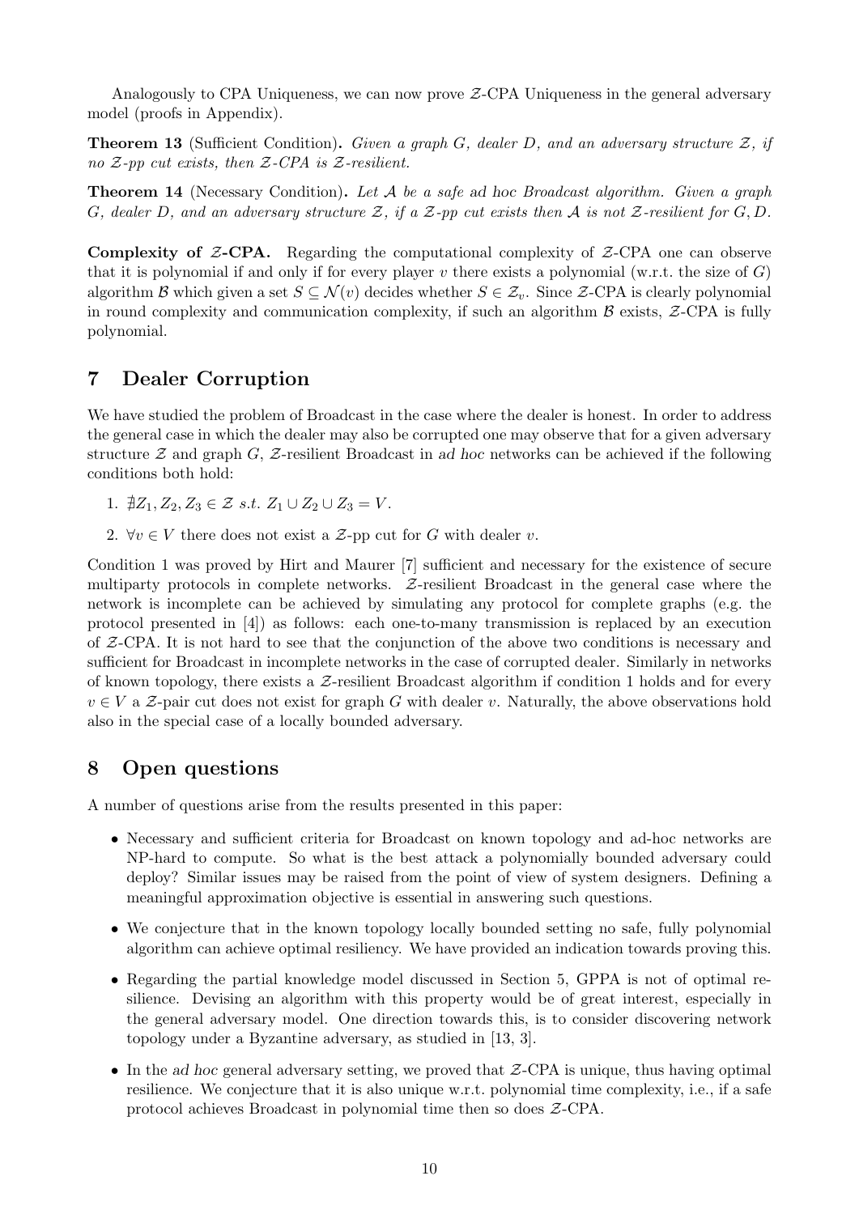Analogously to CPA Uniqueness, we can now prove $\mathcal{Z}$-CPA Uniqueness in the general adversary model (proofs in Appendix).

**Theorem 13** (Sufficient Condition)**.** *Given a graph $G$, dealer $D$, and an adversary structure $\mathcal{Z}$, if no $\mathcal{Z}$-pp cut exists, then $\mathcal{Z}$-CPA is $\mathcal{Z}$-resilient.*

**Theorem 14** (Necessary Condition)**.** *Let $\mathcal{A}$ be a safe ad hoc Broadcast algorithm. Given a graph $G$, dealer $D$, and an adversary structure $\mathcal{Z}$, if a $\mathcal{Z}$-pp cut exists then $\mathcal{A}$ is not $\mathcal{Z}$-resilient for $G, D$.*

**Complexity of $\mathcal{Z}$-CPA.** Regarding the computational complexity of $\mathcal{Z}$-CPA one can observe that it is polynomial if and only if for every player $v$ there exists a polynomial (w.r.t. the size of $G$) algorithm $\mathcal{B}$ which given a set $S \subseteq \mathcal{N}(v)$ decides whether $S \in \mathcal{Z}_v$. Since $\mathcal{Z}$-CPA is clearly polynomial in round complexity and communication complexity, if such an algorithm $\mathcal{B}$ exists, $\mathcal{Z}$-CPA is fully polynomial.

## 7 Dealer Corruption

We have studied the problem of Broadcast in the case where the dealer is honest. In order to address the general case in which the dealer may also be corrupted one may observe that for a given adversary structure $\mathcal{Z}$ and graph $G$, $\mathcal{Z}$-resilient Broadcast in *ad hoc* networks can be achieved if the following conditions both hold:

1. $\nexists Z_1, Z_2, Z_3 \in \mathcal{Z}$ *s.t.* $Z_1 \cup Z_2 \cup Z_3 = V$.
2. $\forall v \in V$ there does not exist a $\mathcal{Z}$-pp cut for $G$ with dealer $v$.

Condition 1 was proved by Hirt and Maurer [7] sufficient and necessary for the existence of secure multiparty protocols in complete networks. $\mathcal{Z}$-resilient Broadcast in the general case where the network is incomplete can be achieved by simulating any protocol for complete graphs (e.g. the protocol presented in [4]) as follows: each one-to-many transmission is replaced by an execution of $\mathcal{Z}$-CPA. It is not hard to see that the conjunction of the above two conditions is necessary and sufficient for Broadcast in incomplete networks in the case of corrupted dealer. Similarly in networks of known topology, there exists a $\mathcal{Z}$-resilient Broadcast algorithm if condition 1 holds and for every $v \in V$ a $\mathcal{Z}$-pair cut does not exist for graph $G$ with dealer $v$. Naturally, the above observations hold also in the special case of a locally bounded adversary.

## 8 Open questions

A number of questions arise from the results presented in this paper:

- Necessary and sufficient criteria for Broadcast on known topology and ad-hoc networks are NP-hard to compute. So what is the best attack a polynomially bounded adversary could deploy? Similar issues may be raised from the point of view of system designers. Defining a meaningful approximation objective is essential in answering such questions.
- We conjecture that in the known topology locally bounded setting no safe, fully polynomial algorithm can achieve optimal resiliency. We have provided an indication towards proving this.
- Regarding the partial knowledge model discussed in Section 5, GPPA is not of optimal resilience. Devising an algorithm with this property would be of great interest, especially in the general adversary model. One direction towards this, is to consider discovering network topology under a Byzantine adversary, as studied in [13, 3].
- In the *ad hoc* general adversary setting, we proved that $\mathcal{Z}$-CPA is unique, thus having optimal resilience. We conjecture that it is also unique w.r.t. polynomial time complexity, i.e., if a safe protocol achieves Broadcast in polynomial time then so does $\mathcal{Z}$-CPA.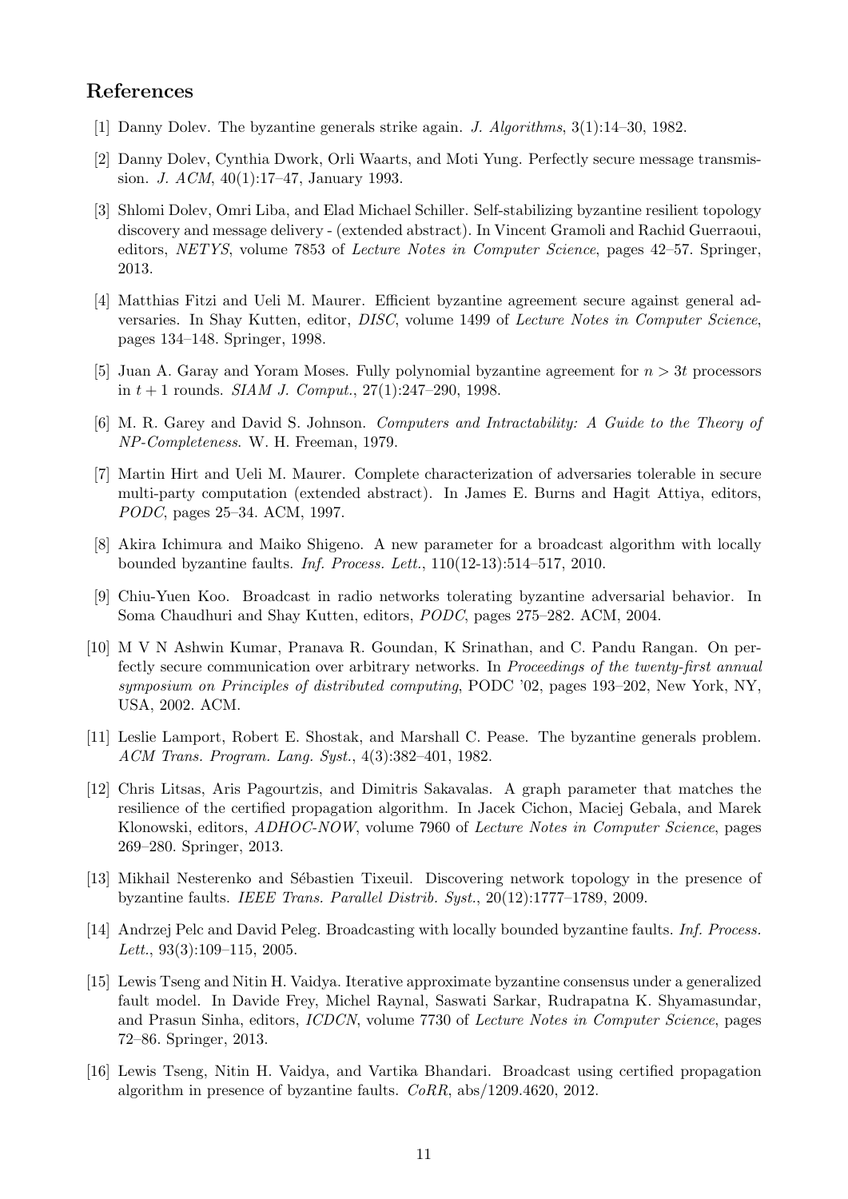## References

[1] Danny Dolev. The byzantine generals strike again. *J. Algorithms*, 3(1):14–30, 1982.

[2] Danny Dolev, Cynthia Dwork, Orli Waarts, and Moti Yung. Perfectly secure message transmission. *J. ACM*, 40(1):17–47, January 1993.

[3] Shlomi Dolev, Omri Liba, and Elad Michael Schiller. Self-stabilizing byzantine resilient topology discovery and message delivery - (extended abstract). In Vincent Gramoli and Rachid Guerraoui, editors, *NETYS*, volume 7853 of *Lecture Notes in Computer Science*, pages 42–57. Springer, 2013.

[4] Matthias Fitzi and Ueli M. Maurer. Efficient byzantine agreement secure against general adversaries. In Shay Kutten, editor, *DISC*, volume 1499 of *Lecture Notes in Computer Science*, pages 134–148. Springer, 1998.

[5] Juan A. Garay and Yoram Moses. Fully polynomial byzantine agreement for $n > 3t$ processors in $t + 1$ rounds. *SIAM J. Comput.*, 27(1):247–290, 1998.

[6] M. R. Garey and David S. Johnson. *Computers and Intractability: A Guide to the Theory of NP-Completeness*. W. H. Freeman, 1979.

[7] Martin Hirt and Ueli M. Maurer. Complete characterization of adversaries tolerable in secure multi-party computation (extended abstract). In James E. Burns and Hagit Attiya, editors, *PODC*, pages 25–34. ACM, 1997.

[8] Akira Ichimura and Maiko Shigeno. A new parameter for a broadcast algorithm with locally bounded byzantine faults. *Inf. Process. Lett.*, 110(12-13):514–517, 2010.

[9] Chiu-Yuen Koo. Broadcast in radio networks tolerating byzantine adversarial behavior. In Soma Chaudhuri and Shay Kutten, editors, *PODC*, pages 275–282. ACM, 2004.

[10] M V N Ashwin Kumar, Pranava R. Goundan, K Srinathan, and C. Pandu Rangan. On perfectly secure communication over arbitrary networks. In *Proceedings of the twenty-first annual symposium on Principles of distributed computing*, PODC '02, pages 193–202, New York, NY, USA, 2002. ACM.

[11] Leslie Lamport, Robert E. Shostak, and Marshall C. Pease. The byzantine generals problem. *ACM Trans. Program. Lang. Syst.*, 4(3):382–401, 1982.

[12] Chris Litsas, Aris Pagourtzis, and Dimitris Sakavalas. A graph parameter that matches the resilience of the certified propagation algorithm. In Jacek Cichon, Maciej Gebala, and Marek Klonowski, editors, *ADHOC-NOW*, volume 7960 of *Lecture Notes in Computer Science*, pages 269–280. Springer, 2013.

[13] Mikhail Nesterenko and Sébastien Tixeuil. Discovering network topology in the presence of byzantine faults. *IEEE Trans. Parallel Distrib. Syst.*, 20(12):1777–1789, 2009.

[14] Andrzej Pelc and David Peleg. Broadcasting with locally bounded byzantine faults. *Inf. Process. Lett.*, 93(3):109–115, 2005.

[15] Lewis Tseng and Nitin H. Vaidya. Iterative approximate byzantine consensus under a generalized fault model. In Davide Frey, Michel Raynal, Saswati Sarkar, Rudrapatna K. Shyamasundar, and Prasun Sinha, editors, *ICDCN*, volume 7730 of *Lecture Notes in Computer Science*, pages 72–86. Springer, 2013.

[16] Lewis Tseng, Nitin H. Vaidya, and Vartika Bhandari. Broadcast using certified propagation algorithm in presence of byzantine faults. *CoRR*, abs/1209.4620, 2012.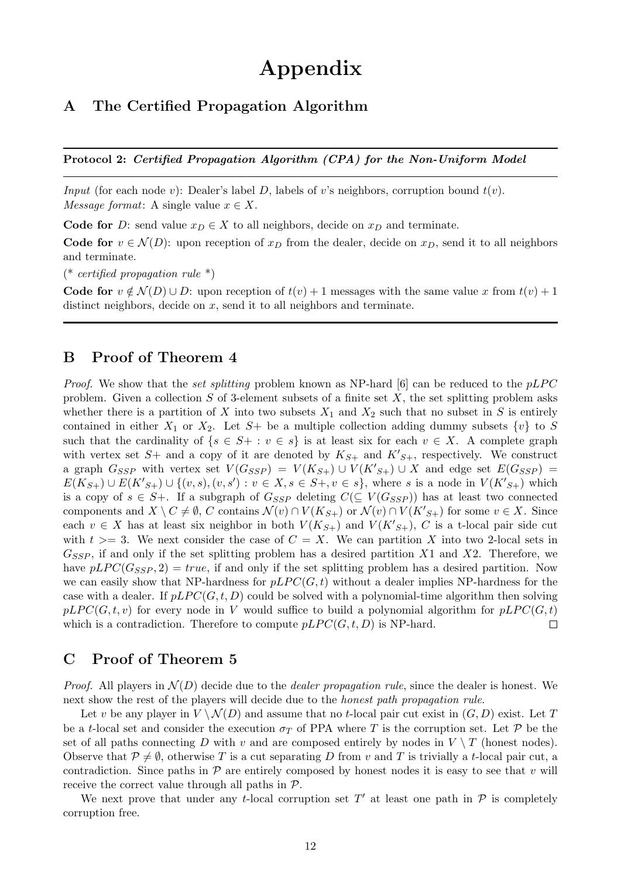# Appendix

## A The Certified Propagation Algorithm

---

**Protocol 2:** ***Certified Propagation Algorithm (CPA) for the Non-Uniform Model***

---

*Input* (for each node $v$): Dealer's label $D$, labels of $v$'s neighbors, corruption bound $t(v)$.
*Message format*: A single value $x \in X$.

**Code for** $D$: send value $x_D \in X$ to all neighbors, decide on $x_D$ and terminate.

**Code for** $v \in \mathcal{N}(D)$: upon reception of $x_D$ from the dealer, decide on $x_D$, send it to all neighbors and terminate.

(* *certified propagation rule* *)

**Code for** $v \notin \mathcal{N}(D) \cup D$: upon reception of $t(v)+1$ messages with the same value $x$ from $t(v)+1$ distinct neighbors, decide on $x$, send it to all neighbors and terminate.

---

## B Proof of Theorem 4

*Proof.* We show that the *set splitting* problem known as NP-hard [6] can be reduced to the *pLPC* problem. Given a collection $S$ of 3-element subsets of a finite set $X$, the set splitting problem asks whether there is a partition of $X$ into two subsets $X_1$ and $X_2$ such that no subset in $S$ is entirely contained in either $X_1$ or $X_2$. Let $S+$ be a multiple collection adding dummy subsets $\{v\}$ to $S$ such that the cardinality of $\{s \in S+ : v \in s\}$ is at least six for each $v \in X$. A complete graph with vertex set $S+$ and a copy of it are denoted by $K_{S+}$ and $K'_{S+}$, respectively. We construct a graph $G_{SSP}$ with vertex set $V(G_{SSP}) = V(K_{S+}) \cup V(K'_{S+}) \cup X$ and edge set $E(G_{SSP}) = E(K_{S+}) \cup E(K'_{S+}) \cup \{(v,s),(v,s') : v \in X, s \in S+, v \in s\}$, where $s$ is a node in $V(K'_{S+})$ which is a copy of $s \in S+$. If a subgraph of $G_{SSP}$ deleting $C(\subseteq V(G_{SSP}))$ has at least two connected components and $X \setminus C \neq \emptyset$, $C$ contains $\mathcal{N}(v) \cap V(K_{S+})$ or $\mathcal{N}(v) \cap V(K'_{S+})$ for some $v \in X$. Since each $v \in X$ has at least six neighbor in both $V(K_{S+})$ and $V(K'_{S+})$, $C$ is a t-local pair side cut with $t >= 3$. We next consider the case of $C = X$. We can partition $X$ into two 2-local sets in $G_{SSP}$, if and only if the set splitting problem has a desired partition $X1$ and $X2$. Therefore, we have $pLPC(G_{SSP}, 2) = true$, if and only if the set splitting problem has a desired partition. Now we can easily show that NP-hardness for $pLPC(G,t)$ without a dealer implies NP-hardness for the case with a dealer. If $pLPC(G,t,D)$ could be solved with a polynomial-time algorithm then solving $pLPC(G,t,v)$ for every node in $V$ would suffice to build a polynomial algorithm for $pLPC(G,t)$ which is a contradiction. Therefore to compute $pLPC(G,t,D)$ is NP-hard. □

## C Proof of Theorem 5

*Proof.* All players in $\mathcal{N}(D)$ decide due to the *dealer propagation rule*, since the dealer is honest. We next show the rest of the players will decide due to the *honest path propagation rule*.

Let $v$ be any player in $V \setminus \mathcal{N}(D)$ and assume that no $t$-local pair cut exist in $(G,D)$ exist. Let $T$ be a $t$-local set and consider the execution $\sigma_T$ of PPA where $T$ is the corruption set. Let $\mathcal{P}$ be the set of all paths connecting $D$ with $v$ and are composed entirely by nodes in $V \setminus T$ (honest nodes). Observe that $\mathcal{P} \neq \emptyset$, otherwise $T$ is a cut separating $D$ from $v$ and $T$ is trivially a $t$-local pair cut, a contradiction. Since paths in $\mathcal{P}$ are entirely composed by honest nodes it is easy to see that $v$ will receive the correct value through all paths in $\mathcal{P}$.

We next prove that under any $t$-local corruption set $T'$ at least one path in $\mathcal{P}$ is completely corruption free.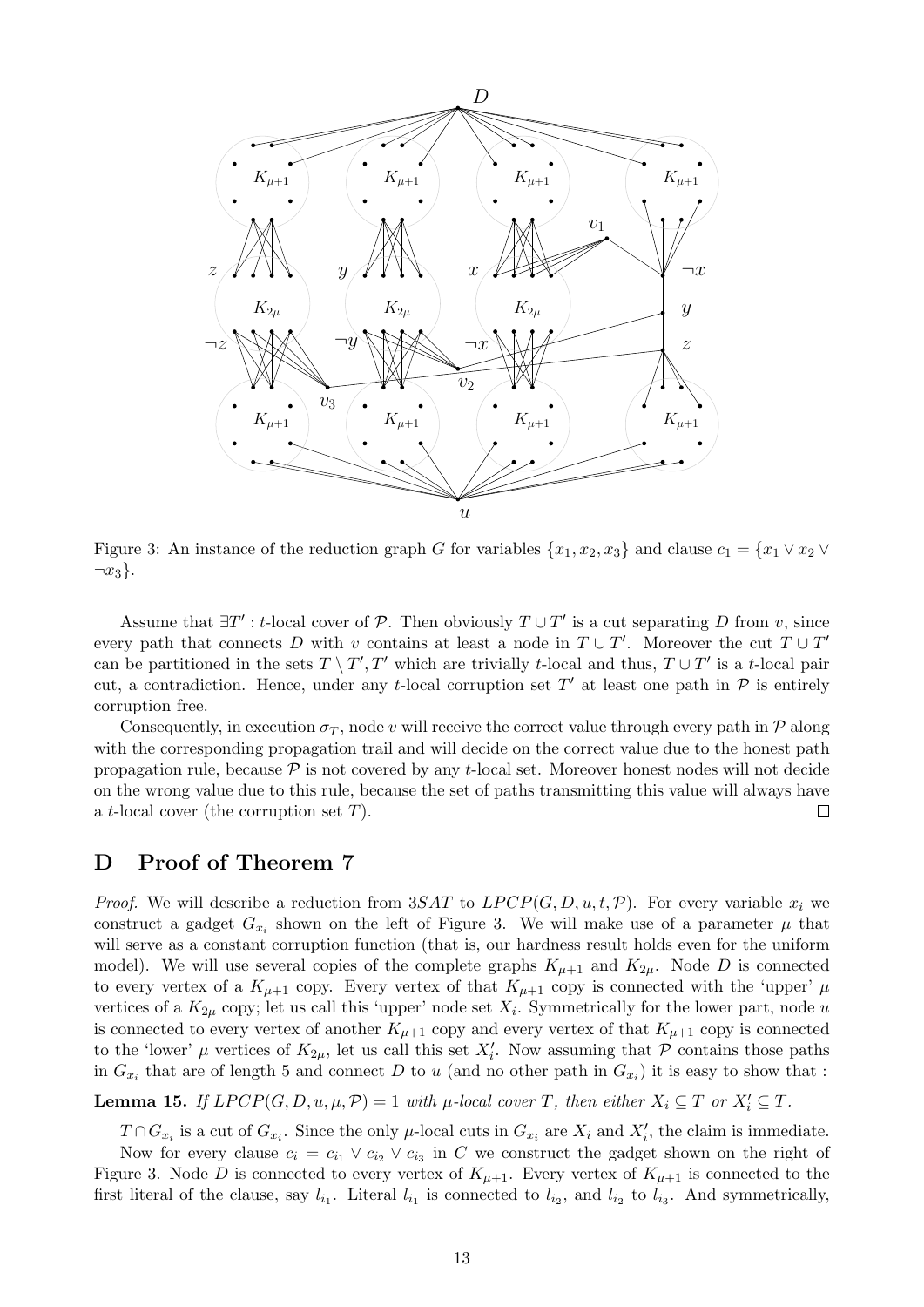Figure 3: An instance of the reduction graph $G$ for variables $\{x_1, x_2, x_3\}$ and clause $c_1 = \{x_1 \vee x_2 \vee \neg x_3\}$.

Assume that $\exists T'$ : $t$-local cover of $\mathcal{P}$. Then obviously $T \cup T'$ is a cut separating $D$ from $v$, since every path that connects $D$ with $v$ contains at least a node in $T \cup T'$. Moreover the cut $T \cup T'$ can be partitioned in the sets $T \setminus T', T'$ which are trivially $t$-local and thus, $T \cup T'$ is a $t$-local pair cut, a contradiction. Hence, under any $t$-local corruption set $T'$ at least one path in $\mathcal{P}$ is entirely corruption free.

Consequently, in execution $\sigma_T$, node $v$ will receive the correct value through every path in $\mathcal{P}$ along with the corresponding propagation trail and will decide on the correct value due to the honest path propagation rule, because $\mathcal{P}$ is not covered by any $t$-local set. Moreover honest nodes will not decide on the wrong value due to this rule, because the set of paths transmitting this value will always have a $t$-local cover (the corruption set $T$). □

# D Proof of Theorem 7

*Proof.* We will describe a reduction from $3SAT$ to $LPCP(G, D, u, t, \mathcal{P})$. For every variable $x_i$ we construct a gadget $G_{x_i}$ shown on the left of Figure 3. We will make use of a parameter $\mu$ that will serve as a constant corruption function (that is, our hardness result holds even for the uniform model). We will use several copies of the complete graphs $K_{\mu+1}$ and $K_{2\mu}$. Node $D$ is connected to every vertex of a $K_{\mu+1}$ copy. Every vertex of that $K_{\mu+1}$ copy is connected with the 'upper' $\mu$ vertices of a $K_{2\mu}$ copy; let us call this 'upper' node set $X_i$. Symmetrically for the lower part, node $u$ is connected to every vertex of another $K_{\mu+1}$ copy and every vertex of that $K_{\mu+1}$ copy is connected to the 'lower' $\mu$ vertices of $K_{2\mu}$, let us call this set $X'_i$. Now assuming that $\mathcal{P}$ contains those paths in $G_{x_i}$ that are of length 5 and connect $D$ to $u$ (and no other path in $G_{x_i}$) it is easy to show that :

**Lemma 15.** *If $LPCP(G, D, u, \mu, \mathcal{P}) = 1$ with $\mu$-local cover $T$, then either $X_i \subseteq T$ or $X'_i \subseteq T$.*

$T \cap G_{x_i}$ is a cut of $G_{x_i}$. Since the only $\mu$-local cuts in $G_{x_i}$ are $X_i$ and $X'_i$, the claim is immediate.

Now for every clause $c_i = c_{i_1} \vee c_{i_2} \vee c_{i_3}$ in $C$ we construct the gadget shown on the right of Figure 3. Node $D$ is connected to every vertex of $K_{\mu+1}$. Every vertex of $K_{\mu+1}$ is connected to the first literal of the clause, say $l_{i_1}$. Literal $l_{i_1}$ is connected to $l_{i_2}$, and $l_{i_2}$ to $l_{i_3}$. And symmetrically,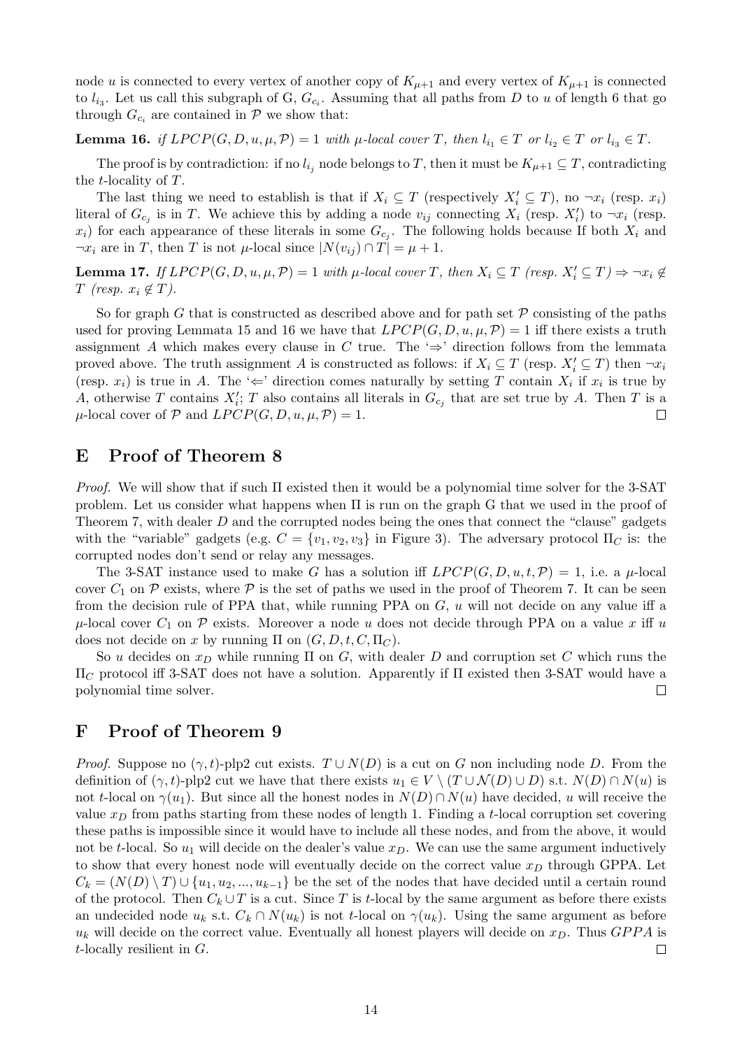node $u$ is connected to every vertex of another copy of $K_{\mu+1}$ and every vertex of $K_{\mu+1}$ is connected to $l_{i_3}$. Let us call this subgraph of G, $G_{c_i}$. Assuming that all paths from $D$ to $u$ of length 6 that go through $G_{c_i}$ are contained in $\mathcal{P}$ we show that:

**Lemma 16.** *if $LPCP(G, D, u, \mu, \mathcal{P}) = 1$ with $\mu$-local cover $T$, then $l_{i_1} \in T$ or $l_{i_2} \in T$ or $l_{i_3} \in T$.*

The proof is by contradiction: if no $l_{i_j}$ node belongs to $T$, then it must be $K_{\mu+1} \subseteq T$, contradicting the $t$-locality of $T$.

The last thing we need to establish is that if $X_i \subseteq T$ (respectively $X'_i \subseteq T$), no $\neg x_i$ (resp. $x_i$) literal of $G_{c_j}$ is in $T$. We achieve this by adding a node $v_{ij}$ connecting $X_i$ (resp. $X'_i$) to $\neg x_i$ (resp. $x_i$) for each appearance of these literals in some $G_{c_j}$. The following holds because If both $X_i$ and $\neg x_i$ are in $T$, then $T$ is not $\mu$-local since $|N(v_{ij}) \cap T| = \mu + 1$.

**Lemma 17.** *If $LPCP(G, D, u, \mu, \mathcal{P}) = 1$ with $\mu$-local cover $T$, then $X_i \subseteq T$ (resp. $X'_i \subseteq T$) $\Rightarrow \neg x_i \notin T$ (resp. $x_i \notin T$).*

So for graph $G$ that is constructed as described above and for path set $\mathcal{P}$ consisting of the paths used for proving Lemmata 15 and 16 we have that $LPCP(G, D, u, \mu, \mathcal{P}) = 1$ iff there exists a truth assignment $A$ which makes every clause in $C$ true. The '$\Rightarrow$' direction follows from the lemmata proved above. The truth assignment $A$ is constructed as follows: if $X_i \subseteq T$ (resp. $X'_i \subseteq T$) then $\neg x_i$ (resp. $x_i$) is true in $A$. The '$\Leftarrow$' direction comes naturally by setting $T$ contain $X_i$ if $x_i$ is true by $A$, otherwise $T$ contains $X'_i$; $T$ also contains all literals in $G_{c_j}$ that are set true by $A$. Then $T$ is a $\mu$-local cover of $\mathcal{P}$ and $LPCP(G, D, u, \mu, \mathcal{P}) = 1$. □

## E Proof of Theorem 8

*Proof.* We will show that if such $\Pi$ existed then it would be a polynomial time solver for the 3-SAT problem. Let us consider what happens when $\Pi$ is run on the graph G that we used in the proof of Theorem 7, with dealer $D$ and the corrupted nodes being the ones that connect the "clause" gadgets with the "variable" gadgets (e.g. $C = \{v_1, v_2, v_3\}$ in Figure 3). The adversary protocol $\Pi_C$ is: the corrupted nodes don't send or relay any messages.

The 3-SAT instance used to make $G$ has a solution iff $LPCP(G, D, u, t, \mathcal{P}) = 1$, i.e. a $\mu$-local cover $C_1$ on $\mathcal{P}$ exists, where $\mathcal{P}$ is the set of paths we used in the proof of Theorem 7. It can be seen from the decision rule of PPA that, while running PPA on $G$, $u$ will not decide on any value iff a $\mu$-local cover $C_1$ on $\mathcal{P}$ exists. Moreover a node $u$ does not decide through PPA on a value $x$ iff $u$ does not decide on $x$ by running $\Pi$ on $(G, D, t, C, \Pi_C)$.

So $u$ decides on $x_D$ while running $\Pi$ on $G$, with dealer $D$ and corruption set $C$ which runs the $\Pi_C$ protocol iff 3-SAT does not have a solution. Apparently if $\Pi$ existed then 3-SAT would have a polynomial time solver. □

## F Proof of Theorem 9

*Proof.* Suppose no $(\gamma, t)$-plp2 cut exists. $T \cup N(D)$ is a cut on $G$ non including node $D$. From the definition of $(\gamma, t)$-plp2 cut we have that there exists $u_1 \in V \setminus (T \cup \mathcal{N}(D) \cup D)$ s.t. $N(D) \cap N(u)$ is not $t$-local on $\gamma(u_1)$. But since all the honest nodes in $N(D) \cap N(u)$ have decided, $u$ will receive the value $x_D$ from paths starting from these nodes of length 1. Finding a $t$-local corruption set covering these paths is impossible since it would have to include all these nodes, and from the above, it would not be $t$-local. So $u_1$ will decide on the dealer's value $x_D$. We can use the same argument inductively to show that every honest node will eventually decide on the correct value $x_D$ through GPPA. Let $C_k = (N(D) \setminus T) \cup \{u_1, u_2, ..., u_{k-1}\}$ be the set of the nodes that have decided until a certain round of the protocol. Then $C_k \cup T$ is a cut. Since $T$ is $t$-local by the same argument as before there exists an undecided node $u_k$ s.t. $C_k \cap N(u_k)$ is not $t$-local on $\gamma(u_k)$. Using the same argument as before $u_k$ will decide on the correct value. Eventually all honest players will decide on $x_D$. Thus $GPPA$ is $t$-locally resilient in $G$. □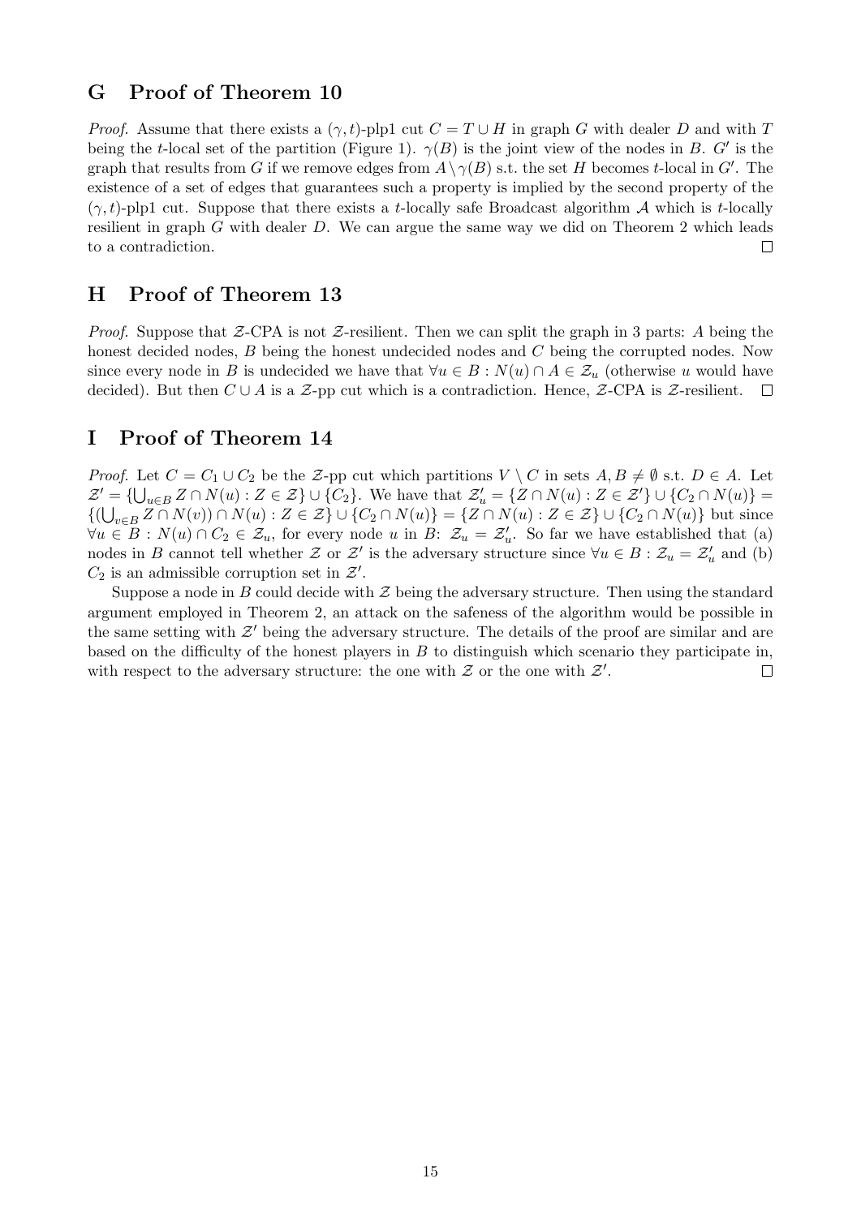## G Proof of Theorem 10

*Proof.* Assume that there exists a $(\gamma, t)$-plp1 cut $C = T \cup H$ in graph $G$ with dealer $D$ and with $T$ being the $t$-local set of the partition (Figure 1). $\gamma(B)$ is the joint view of the nodes in $B$. $G'$ is the graph that results from $G$ if we remove edges from $A \setminus \gamma(B)$ s.t. the set $H$ becomes $t$-local in $G'$. The existence of a set of edges that guarantees such a property is implied by the second property of the $(\gamma, t)$-plp1 cut. Suppose that there exists a $t$-locally safe Broadcast algorithm $\mathcal{A}$ which is $t$-locally resilient in graph $G$ with dealer $D$. We can argue the same way we did on Theorem 2 which leads to a contradiction. □

## H Proof of Theorem 13

*Proof.* Suppose that $\mathcal{Z}$-CPA is not $\mathcal{Z}$-resilient. Then we can split the graph in 3 parts: $A$ being the honest decided nodes, $B$ being the honest undecided nodes and $C$ being the corrupted nodes. Now since every node in $B$ is undecided we have that $\forall u \in B : N(u) \cap A \in \mathcal{Z}_u$ (otherwise $u$ would have decided). But then $C \cup A$ is a $\mathcal{Z}$-pp cut which is a contradiction. Hence, $\mathcal{Z}$-CPA is $\mathcal{Z}$-resilient. □

## I Proof of Theorem 14

*Proof.* Let $C = C_1 \cup C_2$ be the $\mathcal{Z}$-pp cut which partitions $V \setminus C$ in sets $A, B \neq \emptyset$ s.t. $D \in A$. Let $\mathcal{Z}' = \{\bigcup_{u \in B} Z \cap N(u) : Z \in \mathcal{Z}\} \cup \{C_2\}$. We have that $\mathcal{Z}'_u = \{Z \cap N(u) : Z \in \mathcal{Z}'\} \cup \{C_2 \cap N(u)\} = \{(\bigcup_{v \in B} Z \cap N(v)) \cap N(u) : Z \in \mathcal{Z}\} \cup \{C_2 \cap N(u)\} = \{Z \cap N(u) : Z \in \mathcal{Z}\} \cup \{C_2 \cap N(u)\}$ but since $\forall u \in B : N(u) \cap C_2 \in \mathcal{Z}_u$, for every node $u$ in $B$: $\mathcal{Z}_u = \mathcal{Z}'_u$. So far we have established that (a) nodes in $B$ cannot tell whether $\mathcal{Z}$ or $\mathcal{Z}'$ is the adversary structure since $\forall u \in B : \mathcal{Z}_u = \mathcal{Z}'_u$ and (b) $C_2$ is an admissible corruption set in $\mathcal{Z}'$.

Suppose a node in $B$ could decide with $\mathcal{Z}$ being the adversary structure. Then using the standard argument employed in Theorem 2, an attack on the safeness of the algorithm would be possible in the same setting with $\mathcal{Z}'$ being the adversary structure. The details of the proof are similar and are based on the difficulty of the honest players in $B$ to distinguish which scenario they participate in, with respect to the adversary structure: the one with $\mathcal{Z}$ or the one with $\mathcal{Z}'$. □